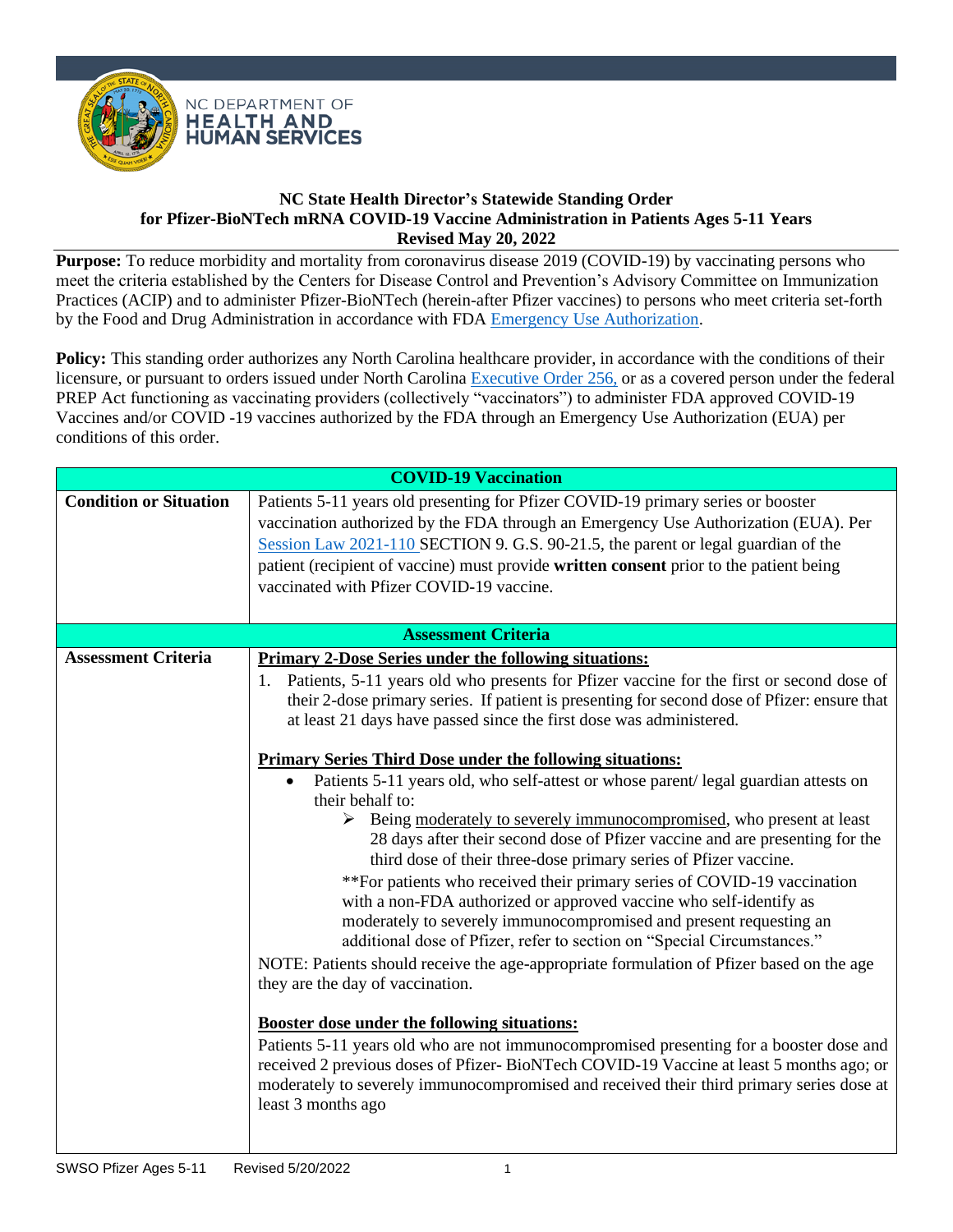NC DEPARTMENT OF HEALTH AND HUMAN SERVICES

**NC State Health Director's Statewide Standing Order for Pfizer-BioNTech mRNA COVID-19 Vaccine Administration in Patients Ages 5-11 Years Revised May 20, 2022**

**Purpose:** To reduce morbidity and mortality from coronavirus disease 2019 (COVID-19) by vaccinating persons who meet the criteria established by the Centers for Disease Control and Prevention's Advisory Committee on Immunization Practices (ACIP) and to administer Pfizer-BioNTech (herein-after Pfizer vaccines) to persons who meet criteria set-forth by the Food and Drug Administration in accordance with FDA Emergency Use Authorization.

**Policy:** This standing order authorizes any North Carolina healthcare provider, in accordance with the conditions of their licensure, or pursuant to orders issued under North Carolina Executive Order 256, or as a covered person under the federal PREP Act functioning as vaccinating providers (collectively "vaccinators") to administer FDA approved COVID-19 Vaccines and/or COVID -19 vaccines authorized by the FDA through an Emergency Use Authorization (EUA) per conditions of this order.

| **COVID-19 Vaccination** | |
|---|---|
| **Condition or Situation** | Patients 5-11 years old presenting for Pfizer COVID-19 primary series or booster vaccination authorized by the FDA through an Emergency Use Authorization (EUA). Per Session Law 2021-110 SECTION 9. G.S. 90-21.5, the parent or legal guardian of the patient (recipient of vaccine) must provide **written consent** prior to the patient being vaccinated with Pfizer COVID-19 vaccine. |
| **Assessment Criteria** | |
| **Assessment Criteria** | **Primary 2-Dose Series under the following situations:**<br>1. Patients, 5-11 years old who presents for Pfizer vaccine for the first or second dose of their 2-dose primary series. If patient is presenting for second dose of Pfizer: ensure that at least 21 days have passed since the first dose was administered.<br><br>**Primary Series Third Dose under the following situations:**<br>• Patients 5-11 years old, who self-attest or whose parent/ legal guardian attests on their behalf to:<br>➢ Being moderately to severely immunocompromised, who present at least 28 days after their second dose of Pfizer vaccine and are presenting for the third dose of their three-dose primary series of Pfizer vaccine.<br>**For patients who received their primary series of COVID-19 vaccination with a non-FDA authorized or approved vaccine who self-identify as moderately to severely immunocompromised and present requesting an additional dose of Pfizer, refer to section on "Special Circumstances."<br>NOTE: Patients should receive the age-appropriate formulation of Pfizer based on the age they are the day of vaccination.<br><br>**Booster dose under the following situations:**<br>Patients 5-11 years old who are not immunocompromised presenting for a booster dose and received 2 previous doses of Pfizer- BioNTech COVID-19 Vaccine at least 5 months ago; or moderately to severely immunocompromised and received their third primary series dose at least 3 months ago |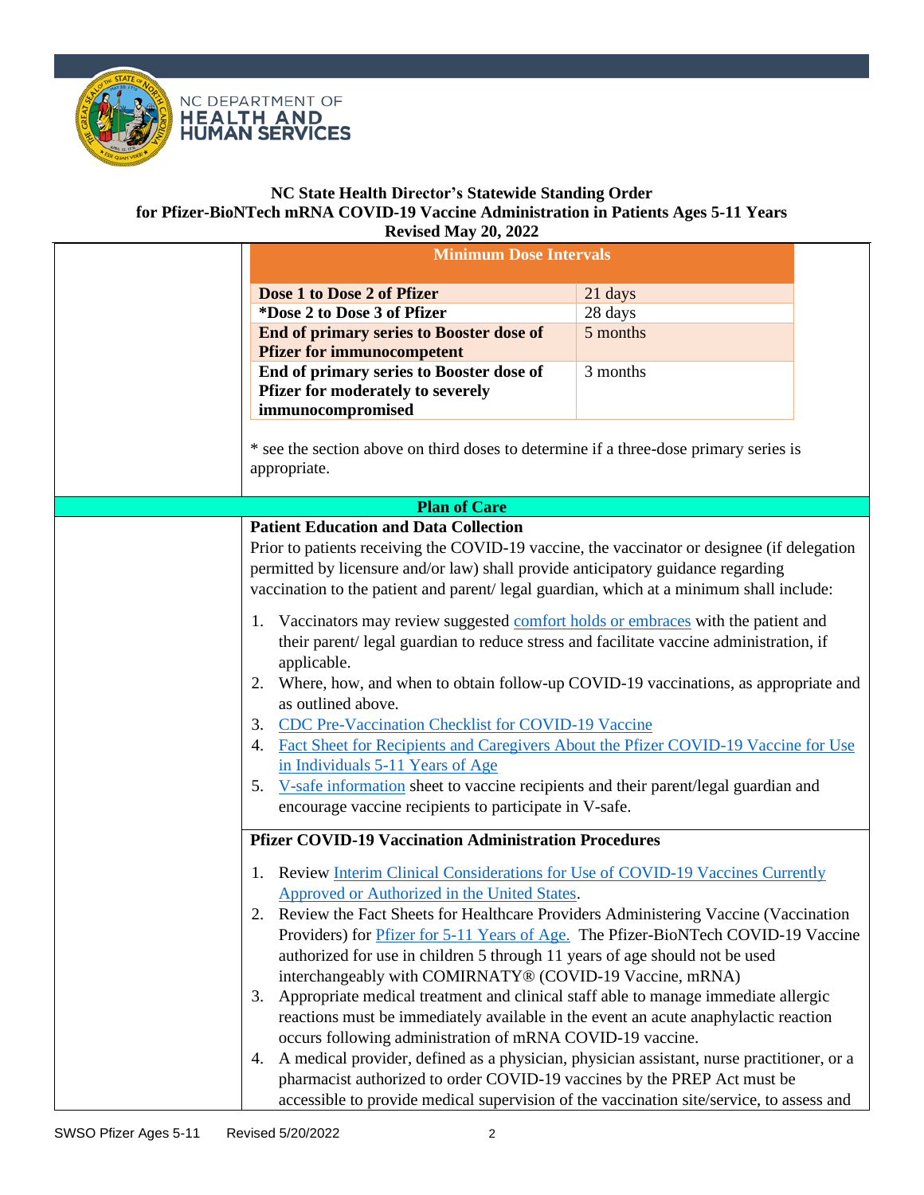**NC State Health Director's Statewide Standing Order for Pfizer-BioNTech mRNA COVID-19 Vaccine Administration in Patients Ages 5-11 Years Revised May 20, 2022**

| Minimum Dose Intervals | |
|---|---|
| **Dose 1 to Dose 2 of Pfizer** | 21 days |
| ***Dose 2 to Dose 3 of Pfizer** | 28 days |
| **End of primary series to Booster dose of Pfizer for immunocompetent** | 5 months |
| **End of primary series to Booster dose of Pfizer for moderately to severely immunocompromised** | 3 months |

* see the section above on third doses to determine if a three-dose primary series is appropriate.

## Plan of Care

**Patient Education and Data Collection**

Prior to patients receiving the COVID-19 vaccine, the vaccinator or designee (if delegation permitted by licensure and/or law) shall provide anticipatory guidance regarding vaccination to the patient and parent/ legal guardian, which at a minimum shall include:

1. Vaccinators may review suggested comfort holds or embraces with the patient and their parent/ legal guardian to reduce stress and facilitate vaccine administration, if applicable.
2. Where, how, and when to obtain follow-up COVID-19 vaccinations, as appropriate and as outlined above.
3. CDC Pre-Vaccination Checklist for COVID-19 Vaccine
4. Fact Sheet for Recipients and Caregivers About the Pfizer COVID-19 Vaccine for Use in Individuals 5-11 Years of Age
5. V-safe information sheet to vaccine recipients and their parent/legal guardian and encourage vaccine recipients to participate in V-safe.

**Pfizer COVID-19 Vaccination Administration Procedures**

1. Review Interim Clinical Considerations for Use of COVID-19 Vaccines Currently Approved or Authorized in the United States.
2. Review the Fact Sheets for Healthcare Providers Administering Vaccine (Vaccination Providers) for Pfizer for 5-11 Years of Age. The Pfizer-BioNTech COVID-19 Vaccine authorized for use in children 5 through 11 years of age should not be used interchangeably with COMIRNATY® (COVID-19 Vaccine, mRNA)
3. Appropriate medical treatment and clinical staff able to manage immediate allergic reactions must be immediately available in the event an acute anaphylactic reaction occurs following administration of mRNA COVID-19 vaccine.
4. A medical provider, defined as a physician, physician assistant, nurse practitioner, or a pharmacist authorized to order COVID-19 vaccines by the PREP Act must be accessible to provide medical supervision of the vaccination site/service, to assess and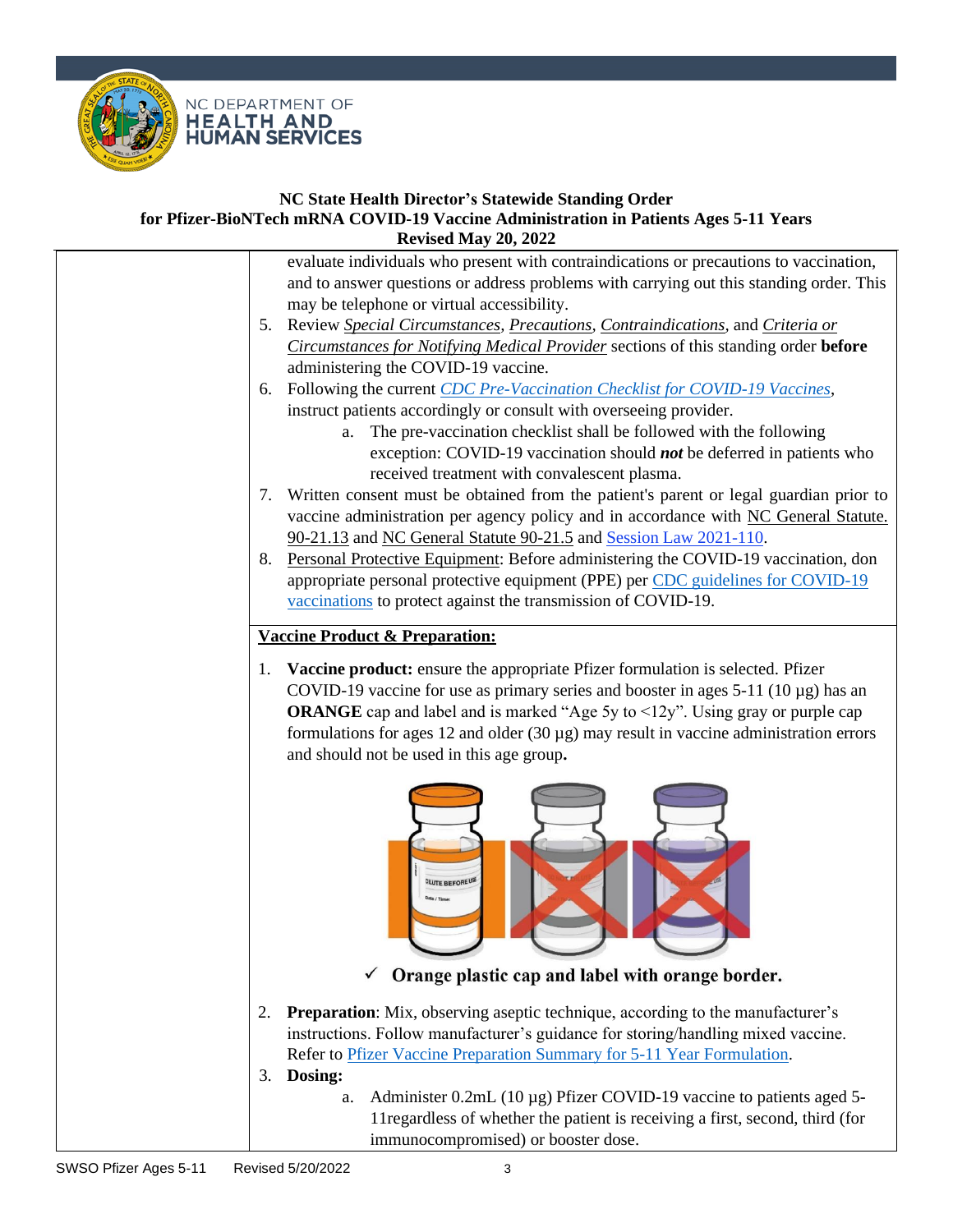evaluate individuals who present with contraindications or precautions to vaccination, and to answer questions or address problems with carrying out this standing order. This may be telephone or virtual accessibility.

5. Review *Special Circumstances*, *Precautions*, *Contraindications*, and *Criteria or Circumstances for Notifying Medical Provider* sections of this standing order **before** administering the COVID-19 vaccine.
6. Following the current *CDC Pre-Vaccination Checklist for COVID-19 Vaccines*, instruct patients accordingly or consult with overseeing provider.
   a. The pre-vaccination checklist shall be followed with the following exception: COVID-19 vaccination should ***not*** be deferred in patients who received treatment with convalescent plasma.
7. Written consent must be obtained from the patient's parent or legal guardian prior to vaccine administration per agency policy and in accordance with NC General Statute. 90-21.13 and NC General Statute 90-21.5 and Session Law 2021-110.
8. Personal Protective Equipment: Before administering the COVID-19 vaccination, don appropriate personal protective equipment (PPE) per CDC guidelines for COVID-19 vaccinations to protect against the transmission of COVID-19.

**Vaccine Product & Preparation:**

1. **Vaccine product:** ensure the appropriate Pfizer formulation is selected. Pfizer COVID-19 vaccine for use as primary series and booster in ages 5-11 (10 µg) has an **ORANGE** cap and label and is marked "Age 5y to <12y". Using gray or purple cap formulations for ages 12 and older (30 µg) may result in vaccine administration errors and should not be used in this age group**.**

✓ **Orange plastic cap and label with orange border.**

2. **Preparation**: Mix, observing aseptic technique, according to the manufacturer's instructions. Follow manufacturer's guidance for storing/handling mixed vaccine. Refer to Pfizer Vaccine Preparation Summary for 5-11 Year Formulation.
3. **Dosing:**
   a. Administer 0.2mL (10 µg) Pfizer COVID-19 vaccine to patients aged 5-11regardless of whether the patient is receiving a first, second, third (for immunocompromised) or booster dose.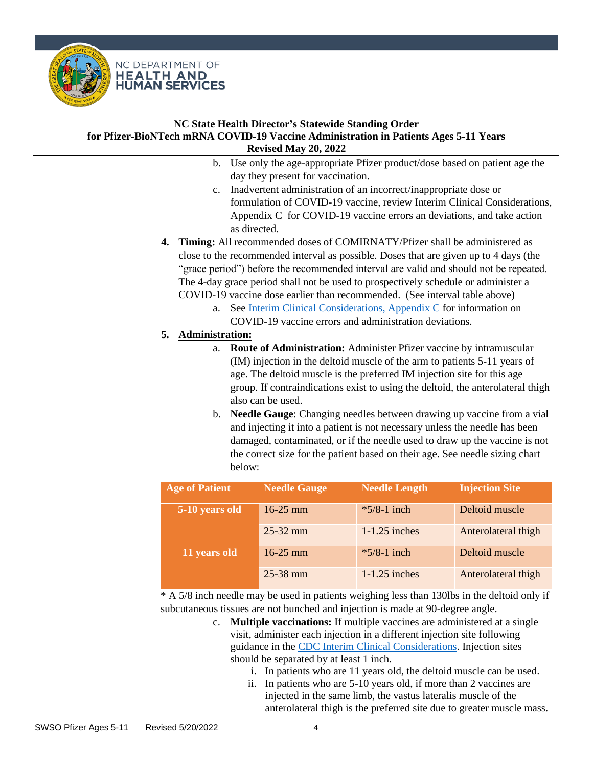**NC State Health Director's Statewide Standing Order for Pfizer-BioNTech mRNA COVID-19 Vaccine Administration in Patients Ages 5-11 Years Revised May 20, 2022**

   b. Use only the age-appropriate Pfizer product/dose based on patient age the day they present for vaccination.

   c. Inadvertent administration of an incorrect/inappropriate dose or formulation of COVID-19 vaccine, review Interim Clinical Considerations, Appendix C for COVID-19 vaccine errors an deviations, and take action as directed.

4. **Timing:** All recommended doses of COMIRNATY/Pfizer shall be administered as close to the recommended interval as possible. Doses that are given up to 4 days (the "grace period") before the recommended interval are valid and should not be repeated. The 4-day grace period shall not be used to prospectively schedule or administer a COVID-19 vaccine dose earlier than recommended. (See interval table above)
   a. See [Interim Clinical Considerations, Appendix C] for information on COVID-19 vaccine errors and administration deviations.

5. **Administration:**
   a. **Route of Administration:** Administer Pfizer vaccine by intramuscular (IM) injection in the deltoid muscle of the arm to patients 5-11 years of age. The deltoid muscle is the preferred IM injection site for this age group. If contraindications exist to using the deltoid, the anterolateral thigh also can be used.
   b. **Needle Gauge**: Changing needles between drawing up vaccine from a vial and injecting it into a patient is not necessary unless the needle has been damaged, contaminated, or if the needle used to draw up the vaccine is not the correct size for the patient based on their age. See needle sizing chart below:

| Age of Patient | Needle Gauge | Needle Length | Injection Site |
|---|---|---|---|
| 5-10 years old | 16-25 mm | *5/8-1 inch | Deltoid muscle |
| | 25-32 mm | 1-1.25 inches | Anterolateral thigh |
| 11 years old | 16-25 mm | *5/8-1 inch | Deltoid muscle |
| | 25-38 mm | 1-1.25 inches | Anterolateral thigh |

* A 5/8 inch needle may be used in patients weighing less than 130lbs in the deltoid only if subcutaneous tissues are not bunched and injection is made at 90-degree angle.

   c. **Multiple vaccinations:** If multiple vaccines are administered at a single visit, administer each injection in a different injection site following guidance in the [CDC Interim Clinical Considerations]. Injection sites should be separated by at least 1 inch.
      i. In patients who are 11 years old, the deltoid muscle can be used.
      ii. In patients who are 5-10 years old, if more than 2 vaccines are injected in the same limb, the vastus lateralis muscle of the anterolateral thigh is the preferred site due to greater muscle mass.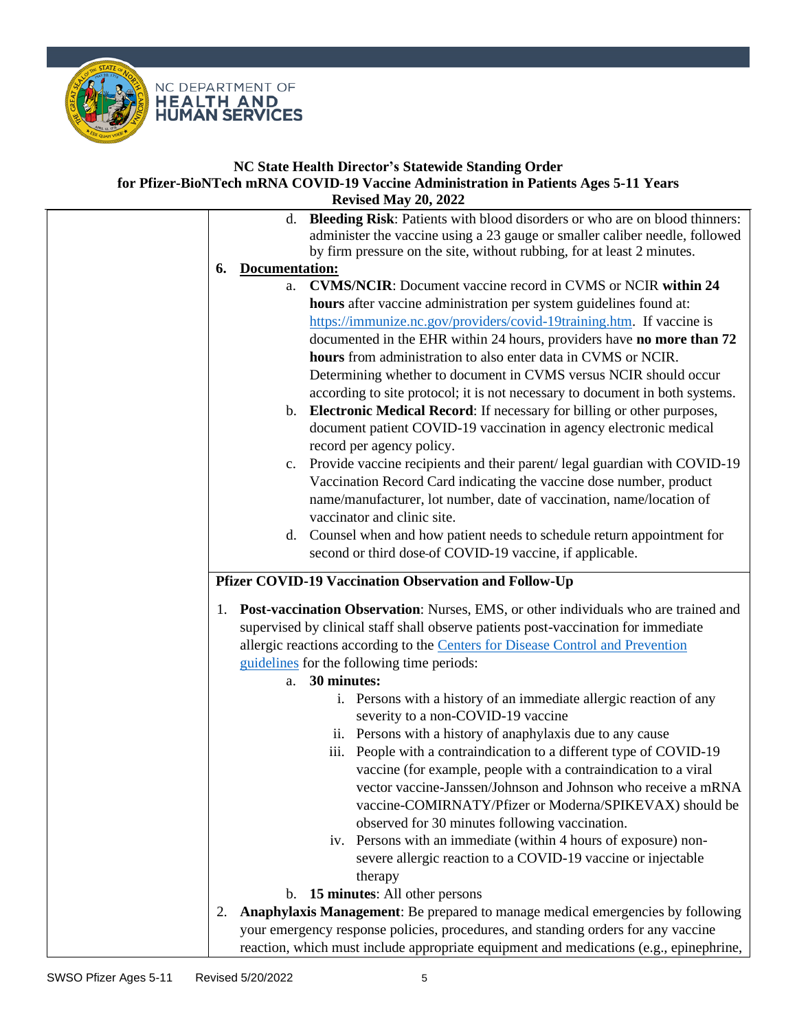**NC State Health Director's Statewide Standing Order**
**for Pfizer-BioNTech mRNA COVID-19 Vaccine Administration in Patients Ages 5-11 Years**
**Revised May 20, 2022**

d. **Bleeding Risk**: Patients with blood disorders or who are on blood thinners: administer the vaccine using a 23 gauge or smaller caliber needle, followed by firm pressure on the site, without rubbing, for at least 2 minutes.

6. **Documentation:**
   a. **CVMS/NCIR**: Document vaccine record in CVMS or NCIR **within 24 hours** after vaccine administration per system guidelines found at: [https://immunize.nc.gov/providers/covid-19training.htm](https://immunize.nc.gov/providers/covid-19training.htm). If vaccine is documented in the EHR within 24 hours, providers have **no more than 72 hours** from administration to also enter data in CVMS or NCIR. Determining whether to document in CVMS versus NCIR should occur according to site protocol; it is not necessary to document in both systems.
   b. **Electronic Medical Record**: If necessary for billing or other purposes, document patient COVID-19 vaccination in agency electronic medical record per agency policy.
   c. Provide vaccine recipients and their parent/ legal guardian with COVID-19 Vaccination Record Card indicating the vaccine dose number, product name/manufacturer, lot number, date of vaccination, name/location of vaccinator and clinic site.
   d. Counsel when and how patient needs to schedule return appointment for second or third dose of COVID-19 vaccine, if applicable.

**Pfizer COVID-19 Vaccination Observation and Follow-Up**

1. **Post-vaccination Observation**: Nurses, EMS, or other individuals who are trained and supervised by clinical staff shall observe patients post-vaccination for immediate allergic reactions according to the Centers for Disease Control and Prevention guidelines for the following time periods:
   a. **30 minutes:**
      i. Persons with a history of an immediate allergic reaction of any severity to a non-COVID-19 vaccine
      ii. Persons with a history of anaphylaxis due to any cause
      iii. People with a contraindication to a different type of COVID-19 vaccine (for example, people with a contraindication to a viral vector vaccine-Janssen/Johnson and Johnson who receive a mRNA vaccine-COMIRNATY/Pfizer or Moderna/SPIKEVAX) should be observed for 30 minutes following vaccination.
      iv. Persons with an immediate (within 4 hours of exposure) non-severe allergic reaction to a COVID-19 vaccine or injectable therapy
   b. **15 minutes**: All other persons
2. **Anaphylaxis Management**: Be prepared to manage medical emergencies by following your emergency response policies, procedures, and standing orders for any vaccine reaction, which must include appropriate equipment and medications (e.g., epinephrine,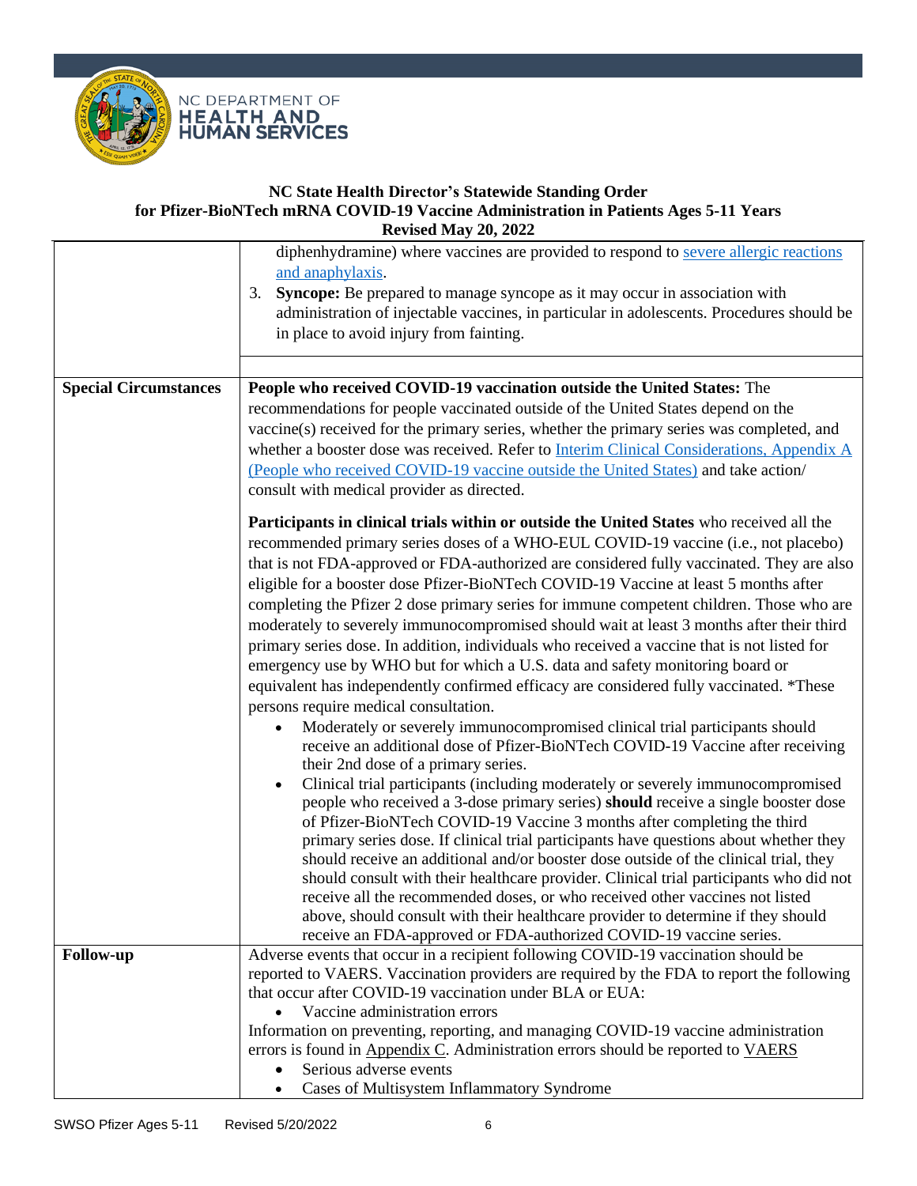**NC State Health Director's Statewide Standing Order for Pfizer-BioNTech mRNA COVID-19 Vaccine Administration in Patients Ages 5-11 Years Revised May 20, 2022**

| | |
|---|---|
| | diphenhydramine) where vaccines are provided to respond to severe allergic reactions and anaphylaxis.<br>3. **Syncope:** Be prepared to manage syncope as it may occur in association with administration of injectable vaccines, in particular in adolescents. Procedures should be in place to avoid injury from fainting. |
| **Special Circumstances** | **People who received COVID-19 vaccination outside the United States:** The recommendations for people vaccinated outside of the United States depend on the vaccine(s) received for the primary series, whether the primary series was completed, and whether a booster dose was received. Refer to Interim Clinical Considerations, Appendix A (People who received COVID-19 vaccine outside the United States) and take action/ consult with medical provider as directed.<br><br>**Participants in clinical trials within or outside the United States** who received all the recommended primary series doses of a WHO-EUL COVID-19 vaccine (i.e., not placebo) that is not FDA-approved or FDA-authorized are considered fully vaccinated. They are also eligible for a booster dose Pfizer-BioNTech COVID-19 Vaccine at least 5 months after completing the Pfizer 2 dose primary series for immune competent children. Those who are moderately to severely immunocompromised should wait at least 3 months after their third primary series dose. In addition, individuals who received a vaccine that is not listed for emergency use by WHO but for which a U.S. data and safety monitoring board or equivalent has independently confirmed efficacy are considered fully vaccinated. *These persons require medical consultation.<br>• Moderately or severely immunocompromised clinical trial participants should receive an additional dose of Pfizer-BioNTech COVID-19 Vaccine after receiving their 2nd dose of a primary series.<br>• Clinical trial participants (including moderately or severely immunocompromised people who received a 3-dose primary series) **should** receive a single booster dose of Pfizer-BioNTech COVID-19 Vaccine 3 months after completing the third primary series dose. If clinical trial participants have questions about whether they should receive an additional and/or booster dose outside of the clinical trial, they should consult with their healthcare provider. Clinical trial participants who did not receive all the recommended doses, or who received other vaccines not listed above, should consult with their healthcare provider to determine if they should receive an FDA-approved or FDA-authorized COVID-19 vaccine series. |
| **Follow-up** | Adverse events that occur in a recipient following COVID-19 vaccination should be reported to VAERS. Vaccination providers are required by the FDA to report the following that occur after COVID-19 vaccination under BLA or EUA:<br>• Vaccine administration errors<br>Information on preventing, reporting, and managing COVID-19 vaccine administration errors is found in Appendix C. Administration errors should be reported to VAERS<br>• Serious adverse events<br>• Cases of Multisystem Inflammatory Syndrome |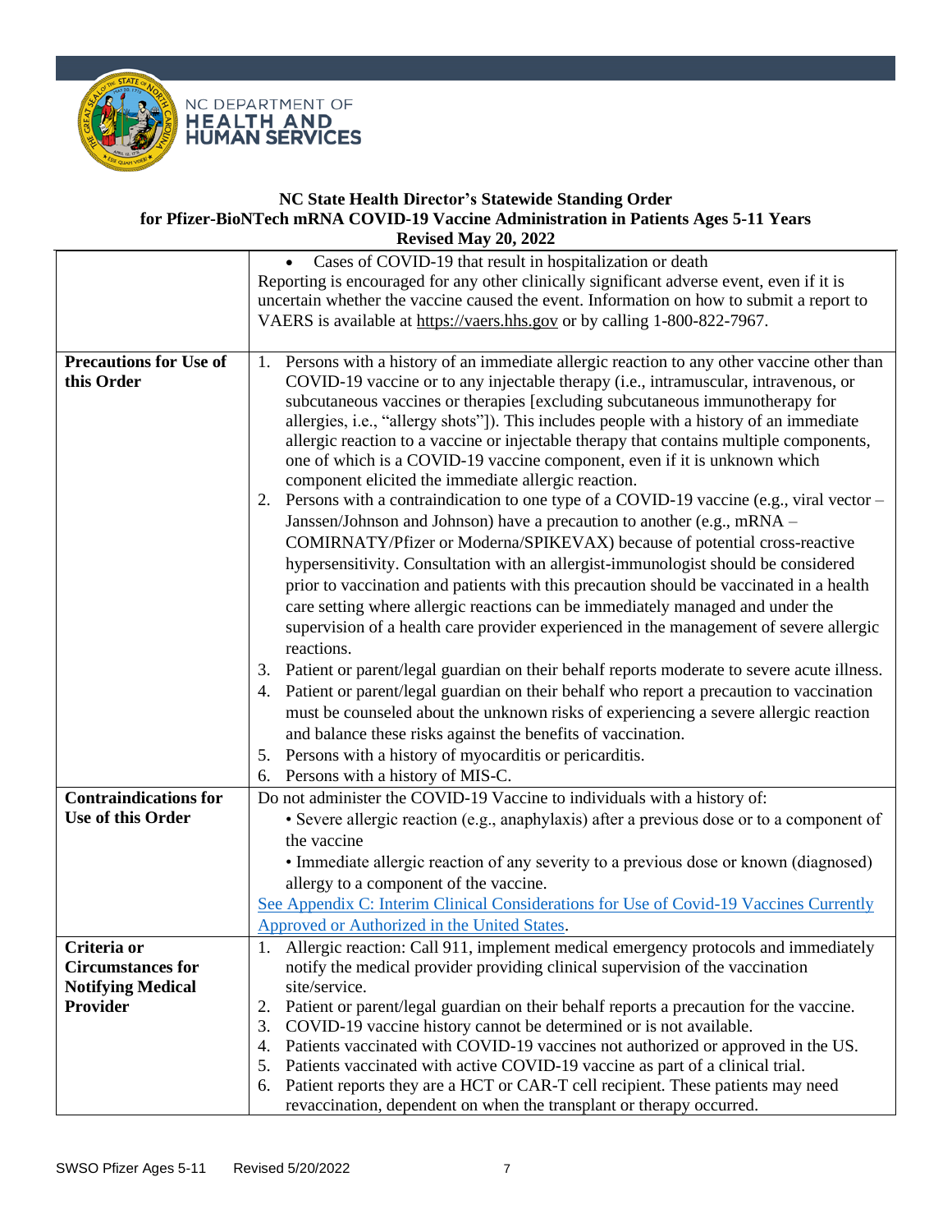**NC State Health Director's Statewide Standing Order**
**for Pfizer-BioNTech mRNA COVID-19 Vaccine Administration in Patients Ages 5-11 Years**
**Revised May 20, 2022**

| | |
|---|---|
| | • Cases of COVID-19 that result in hospitalization or death<br>Reporting is encouraged for any other clinically significant adverse event, even if it is uncertain whether the vaccine caused the event. Information on how to submit a report to VAERS is available at https://vaers.hhs.gov or by calling 1-800-822-7967. |
| **Precautions for Use of this Order** | 1. Persons with a history of an immediate allergic reaction to any other vaccine other than COVID-19 vaccine or to any injectable therapy (i.e., intramuscular, intravenous, or subcutaneous vaccines or therapies [excluding subcutaneous immunotherapy for allergies, i.e., "allergy shots"]). This includes people with a history of an immediate allergic reaction to a vaccine or injectable therapy that contains multiple components, one of which is a COVID-19 vaccine component, even if it is unknown which component elicited the immediate allergic reaction.<br>2. Persons with a contraindication to one type of a COVID-19 vaccine (e.g., viral vector – Janssen/Johnson and Johnson) have a precaution to another (e.g., mRNA – COMIRNATY/Pfizer or Moderna/SPIKEVAX) because of potential cross-reactive hypersensitivity. Consultation with an allergist-immunologist should be considered prior to vaccination and patients with this precaution should be vaccinated in a health care setting where allergic reactions can be immediately managed and under the supervision of a health care provider experienced in the management of severe allergic reactions.<br>3. Patient or parent/legal guardian on their behalf reports moderate to severe acute illness.<br>4. Patient or parent/legal guardian on their behalf who report a precaution to vaccination must be counseled about the unknown risks of experiencing a severe allergic reaction and balance these risks against the benefits of vaccination.<br>5. Persons with a history of myocarditis or pericarditis.<br>6. Persons with a history of MIS-C. |
| **Contraindications for Use of this Order** | Do not administer the COVID-19 Vaccine to individuals with a history of:<br>• Severe allergic reaction (e.g., anaphylaxis) after a previous dose or to a component of the vaccine<br>• Immediate allergic reaction of any severity to a previous dose or known (diagnosed) allergy to a component of the vaccine.<br>See Appendix C: Interim Clinical Considerations for Use of Covid-19 Vaccines Currently Approved or Authorized in the United States. |
| **Criteria or Circumstances for Notifying Medical Provider** | 1. Allergic reaction: Call 911, implement medical emergency protocols and immediately notify the medical provider providing clinical supervision of the vaccination site/service.<br>2. Patient or parent/legal guardian on their behalf reports a precaution for the vaccine.<br>3. COVID-19 vaccine history cannot be determined or is not available.<br>4. Patients vaccinated with COVID-19 vaccines not authorized or approved in the US.<br>5. Patients vaccinated with active COVID-19 vaccine as part of a clinical trial.<br>6. Patient reports they are a HCT or CAR-T cell recipient. These patients may need revaccination, dependent on when the transplant or therapy occurred. |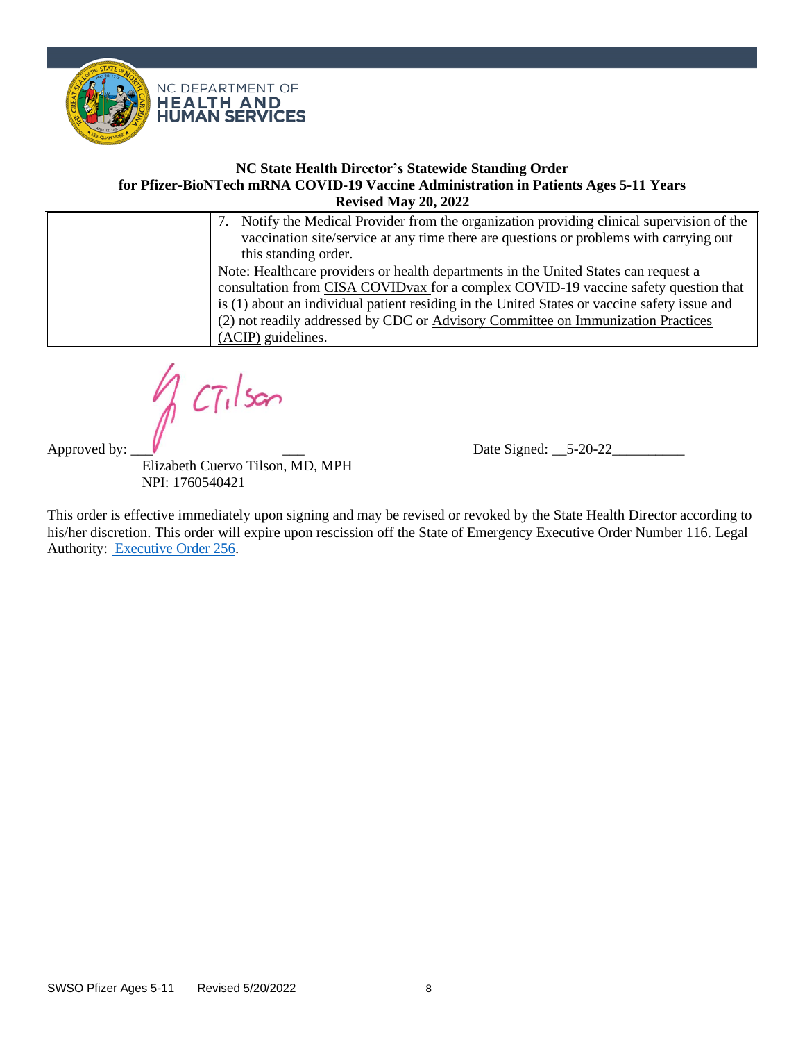**NC State Health Director's Statewide Standing Order for Pfizer-BioNTech mRNA COVID-19 Vaccine Administration in Patients Ages 5-11 Years Revised May 20, 2022**

| | |
|---|---|
| | 7. Notify the Medical Provider from the organization providing clinical supervision of the vaccination site/service at any time there are questions or problems with carrying out this standing order. Note: Healthcare providers or health departments in the United States can request a consultation from CISA COVIDvax for a complex COVID-19 vaccine safety question that is (1) about an individual patient residing in the United States or vaccine safety issue and (2) not readily addressed by CDC or Advisory Committee on Immunization Practices (ACIP) guidelines. |

Approved by: ______________ Date Signed: __5-20-22__________

Elizabeth Cuervo Tilson, MD, MPH
NPI: 1760540421

This order is effective immediately upon signing and may be revised or revoked by the State Health Director according to his/her discretion. This order will expire upon rescission off the State of Emergency Executive Order Number 116. Legal Authority: Executive Order 256.